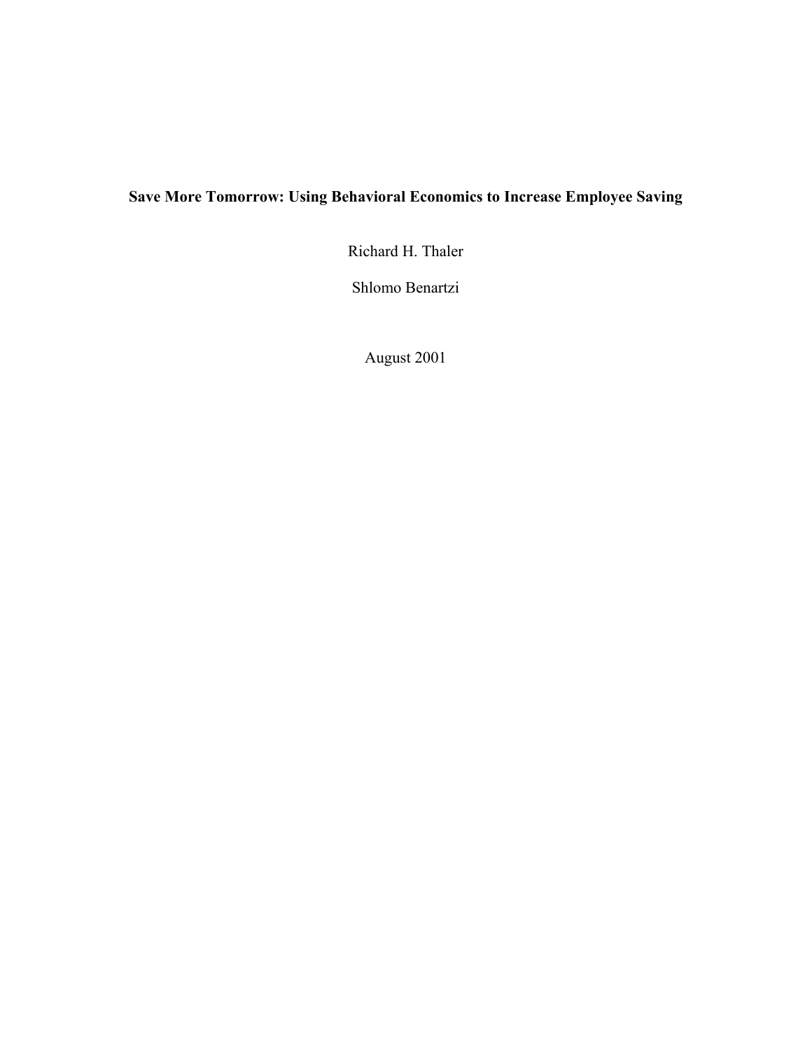# Save More Tomorrow: Using Behavioral Economics to Increase Employee Saving

Richard H. Thaler

Shlomo Benartzi

August 2001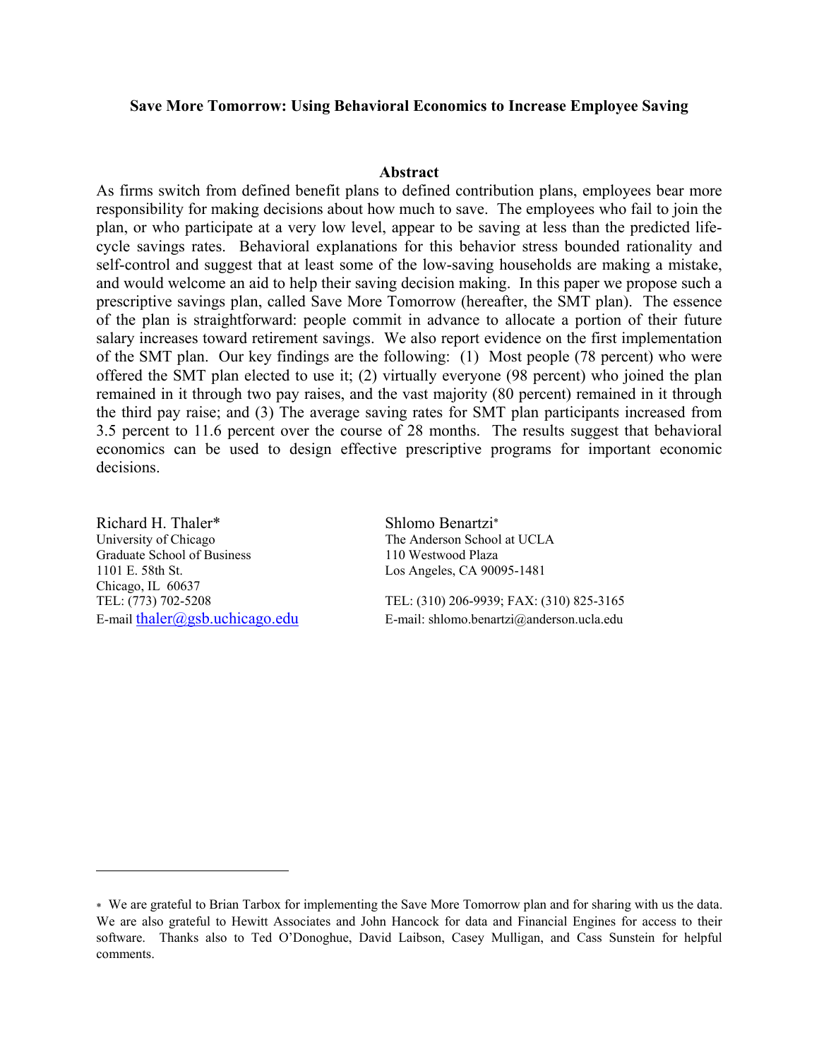**Save More Tomorrow: Using Behavioral Economics to Increase Employee Saving**

**Abstract**

As firms switch from defined benefit plans to defined contribution plans, employees bear more responsibility for making decisions about how much to save. The employees who fail to join the plan, or who participate at a very low level, appear to be saving at less than the predicted life-cycle savings rates. Behavioral explanations for this behavior stress bounded rationality and self-control and suggest that at least some of the low-saving households are making a mistake, and would welcome an aid to help their saving decision making. In this paper we propose such a prescriptive savings plan, called Save More Tomorrow (hereafter, the SMT plan). The essence of the plan is straightforward: people commit in advance to allocate a portion of their future salary increases toward retirement savings. We also report evidence on the first implementation of the SMT plan. Our key findings are the following: (1) Most people (78 percent) who were offered the SMT plan elected to use it; (2) virtually everyone (98 percent) who joined the plan remained in it through two pay raises, and the vast majority (80 percent) remained in it through the third pay raise; and (3) The average saving rates for SMT plan participants increased from 3.5 percent to 11.6 percent over the course of 28 months. The results suggest that behavioral economics can be used to design effective prescriptive programs for important economic decisions.

Richard H. Thaler*
University of Chicago
Graduate School of Business
1101 E. 58th St.
Chicago, IL 60637
TEL: (773) 702-5208
E-mail thaler@gsb.uchicago.edu

Shlomo Benartzi*
The Anderson School at UCLA
110 Westwood Plaza
Los Angeles, CA 90095-1481

TEL: (310) 206-9939; FAX: (310) 825-3165
E-mail: shlomo.benartzi@anderson.ucla.edu

---

* We are grateful to Brian Tarbox for implementing the Save More Tomorrow plan and for sharing with us the data. We are also grateful to Hewitt Associates and John Hancock for data and Financial Engines for access to their software. Thanks also to Ted O'Donoghue, David Laibson, Casey Mulligan, and Cass Sunstein for helpful comments.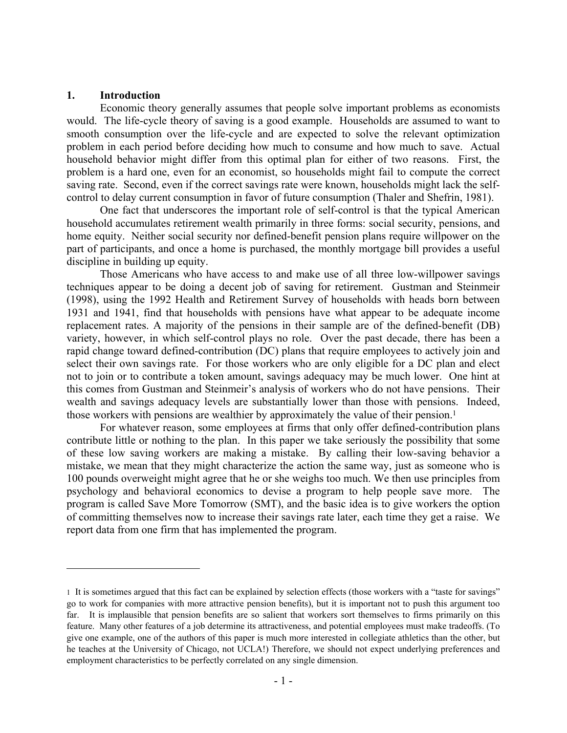## 1. Introduction

Economic theory generally assumes that people solve important problems as economists would. The life-cycle theory of saving is a good example. Households are assumed to want to smooth consumption over the life-cycle and are expected to solve the relevant optimization problem in each period before deciding how much to consume and how much to save. Actual household behavior might differ from this optimal plan for either of two reasons. First, the problem is a hard one, even for an economist, so households might fail to compute the correct saving rate. Second, even if the correct savings rate were known, households might lack the self-control to delay current consumption in favor of future consumption (Thaler and Shefrin, 1981).

One fact that underscores the important role of self-control is that the typical American household accumulates retirement wealth primarily in three forms: social security, pensions, and home equity. Neither social security nor defined-benefit pension plans require willpower on the part of participants, and once a home is purchased, the monthly mortgage bill provides a useful discipline in building up equity.

Those Americans who have access to and make use of all three low-willpower savings techniques appear to be doing a decent job of saving for retirement. Gustman and Steinmeir (1998), using the 1992 Health and Retirement Survey of households with heads born between 1931 and 1941, find that households with pensions have what appear to be adequate income replacement rates. A majority of the pensions in their sample are of the defined-benefit (DB) variety, however, in which self-control plays no role. Over the past decade, there has been a rapid change toward defined-contribution (DC) plans that require employees to actively join and select their own savings rate. For those workers who are only eligible for a DC plan and elect not to join or to contribute a token amount, savings adequacy may be much lower. One hint at this comes from Gustman and Steinmeir's analysis of workers who do not have pensions. Their wealth and savings adequacy levels are substantially lower than those with pensions. Indeed, those workers with pensions are wealthier by approximately the value of their pension.[1]

For whatever reason, some employees at firms that only offer defined-contribution plans contribute little or nothing to the plan. In this paper we take seriously the possibility that some of these low saving workers are making a mistake. By calling their low-saving behavior a mistake, we mean that they might characterize the action the same way, just as someone who is 100 pounds overweight might agree that he or she weighs too much. We then use principles from psychology and behavioral economics to devise a program to help people save more. The program is called Save More Tomorrow (SMT), and the basic idea is to give workers the option of committing themselves now to increase their savings rate later, each time they get a raise. We report data from one firm that has implemented the program.

---

[1] It is sometimes argued that this fact can be explained by selection effects (those workers with a "taste for savings" go to work for companies with more attractive pension benefits), but it is important not to push this argument too far. It is implausible that pension benefits are so salient that workers sort themselves to firms primarily on this feature. Many other features of a job determine its attractiveness, and potential employees must make tradeoffs. (To give one example, one of the authors of this paper is much more interested in collegiate athletics than the other, but he teaches at the University of Chicago, not UCLA!) Therefore, we should not expect underlying preferences and employment characteristics to be perfectly correlated on any single dimension.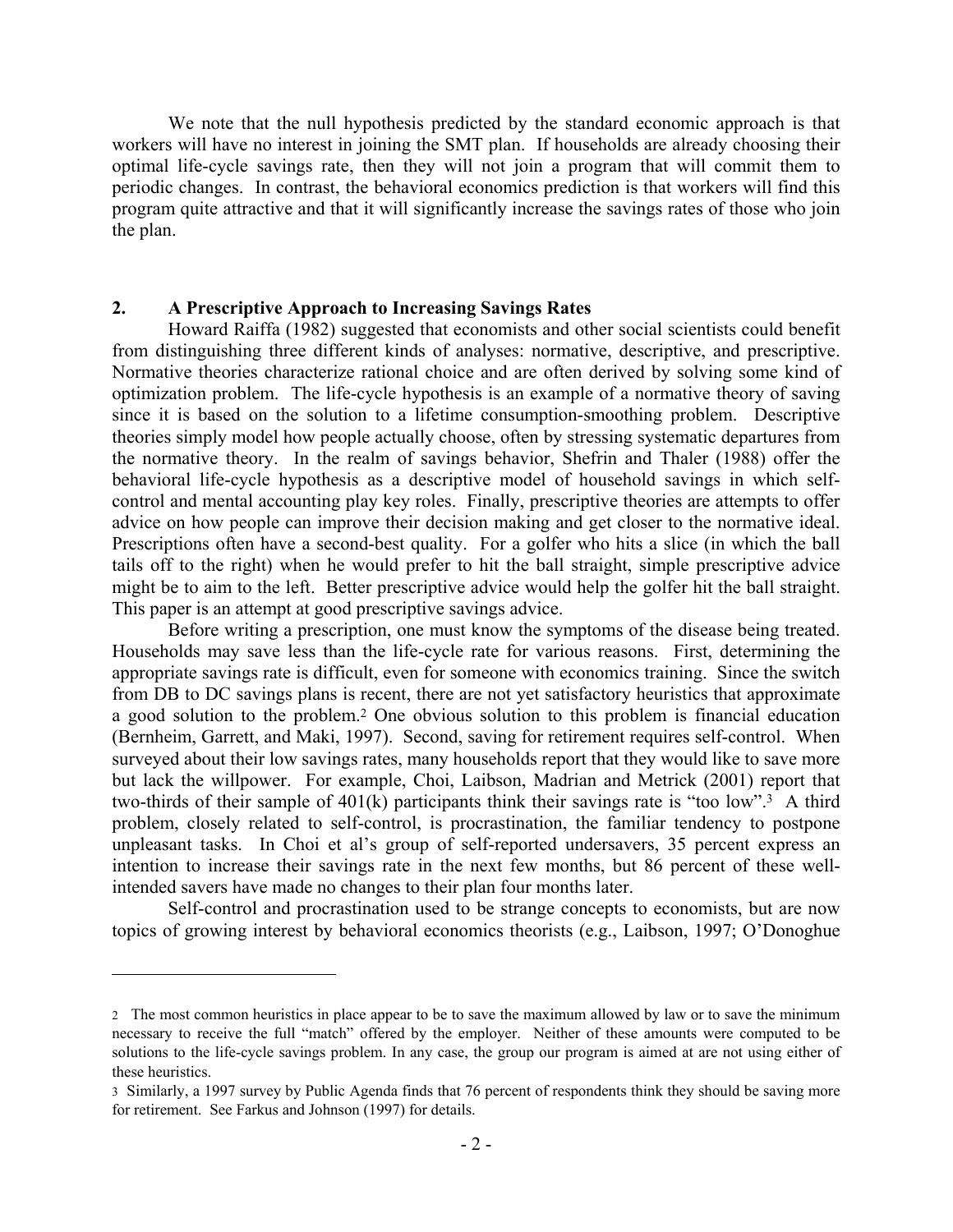We note that the null hypothesis predicted by the standard economic approach is that workers will have no interest in joining the SMT plan. If households are already choosing their optimal life-cycle savings rate, then they will not join a program that will commit them to periodic changes. In contrast, the behavioral economics prediction is that workers will find this program quite attractive and that it will significantly increase the savings rates of those who join the plan.

## 2. A Prescriptive Approach to Increasing Savings Rates

Howard Raiffa (1982) suggested that economists and other social scientists could benefit from distinguishing three different kinds of analyses: normative, descriptive, and prescriptive. Normative theories characterize rational choice and are often derived by solving some kind of optimization problem. The life-cycle hypothesis is an example of a normative theory of saving since it is based on the solution to a lifetime consumption-smoothing problem. Descriptive theories simply model how people actually choose, often by stressing systematic departures from the normative theory. In the realm of savings behavior, Shefrin and Thaler (1988) offer the behavioral life-cycle hypothesis as a descriptive model of household savings in which self-control and mental accounting play key roles. Finally, prescriptive theories are attempts to offer advice on how people can improve their decision making and get closer to the normative ideal. Prescriptions often have a second-best quality. For a golfer who hits a slice (in which the ball tails off to the right) when he would prefer to hit the ball straight, simple prescriptive advice might be to aim to the left. Better prescriptive advice would help the golfer hit the ball straight. This paper is an attempt at good prescriptive savings advice.

Before writing a prescription, one must know the symptoms of the disease being treated. Households may save less than the life-cycle rate for various reasons. First, determining the appropriate savings rate is difficult, even for someone with economics training. Since the switch from DB to DC savings plans is recent, there are not yet satisfactory heuristics that approximate a good solution to the problem.[2] One obvious solution to this problem is financial education (Bernheim, Garrett, and Maki, 1997). Second, saving for retirement requires self-control. When surveyed about their low savings rates, many households report that they would like to save more but lack the willpower. For example, Choi, Laibson, Madrian and Metrick (2001) report that two-thirds of their sample of 401(k) participants think their savings rate is "too low".[3] A third problem, closely related to self-control, is procrastination, the familiar tendency to postpone unpleasant tasks. In Choi et al's group of self-reported undersavers, 35 percent express an intention to increase their savings rate in the next few months, but 86 percent of these well-intended savers have made no changes to their plan four months later.

Self-control and procrastination used to be strange concepts to economists, but are now topics of growing interest by behavioral economics theorists (e.g., Laibson, 1997; O'Donoghue

---

[2] The most common heuristics in place appear to be to save the maximum allowed by law or to save the minimum necessary to receive the full "match" offered by the employer. Neither of these amounts were computed to be solutions to the life-cycle savings problem. In any case, the group our program is aimed at are not using either of these heuristics.

[3] Similarly, a 1997 survey by Public Agenda finds that 76 percent of respondents think they should be saving more for retirement. See Farkus and Johnson (1997) for details.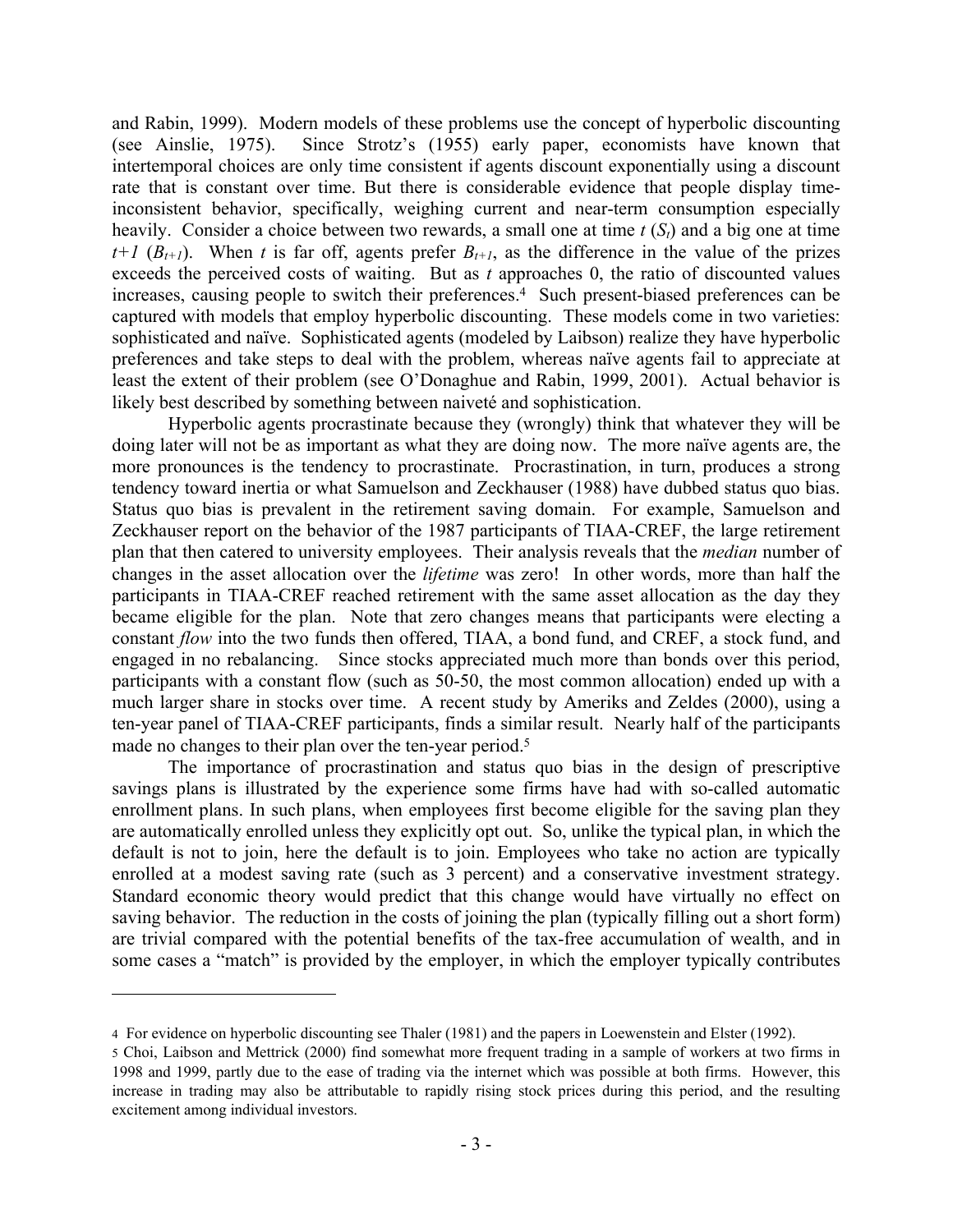and Rabin, 1999). Modern models of these problems use the concept of hyperbolic discounting (see Ainslie, 1975). Since Strotz's (1955) early paper, economists have known that intertemporal choices are only time consistent if agents discount exponentially using a discount rate that is constant over time. But there is considerable evidence that people display time-inconsistent behavior, specifically, weighing current and near-term consumption especially heavily. Consider a choice between two rewards, a small one at time $t$ ($S_t$) and a big one at time $t+1$ ($B_{t+1}$). When $t$ is far off, agents prefer $B_{t+1}$, as the difference in the value of the prizes exceeds the perceived costs of waiting. But as $t$ approaches 0, the ratio of discounted values increases, causing people to switch their preferences.[4] Such present-biased preferences can be captured with models that employ hyperbolic discounting. These models come in two varieties: sophisticated and naïve. Sophisticated agents (modeled by Laibson) realize they have hyperbolic preferences and take steps to deal with the problem, whereas naïve agents fail to appreciate at least the extent of their problem (see O'Donaghue and Rabin, 1999, 2001). Actual behavior is likely best described by something between naiveté and sophistication.

Hyperbolic agents procrastinate because they (wrongly) think that whatever they will be doing later will not be as important as what they are doing now. The more naïve agents are, the more pronounces is the tendency to procrastinate. Procrastination, in turn, produces a strong tendency toward inertia or what Samuelson and Zeckhauser (1988) have dubbed status quo bias. Status quo bias is prevalent in the retirement saving domain. For example, Samuelson and Zeckhauser report on the behavior of the 1987 participants of TIAA-CREF, the large retirement plan that then catered to university employees. Their analysis reveals that the *median* number of changes in the asset allocation over the *lifetime* was zero! In other words, more than half the participants in TIAA-CREF reached retirement with the same asset allocation as the day they became eligible for the plan. Note that zero changes means that participants were electing a constant *flow* into the two funds then offered, TIAA, a bond fund, and CREF, a stock fund, and engaged in no rebalancing. Since stocks appreciated much more than bonds over this period, participants with a constant flow (such as 50-50, the most common allocation) ended up with a much larger share in stocks over time. A recent study by Ameriks and Zeldes (2000), using a ten-year panel of TIAA-CREF participants, finds a similar result. Nearly half of the participants made no changes to their plan over the ten-year period.[5]

The importance of procrastination and status quo bias in the design of prescriptive savings plans is illustrated by the experience some firms have had with so-called automatic enrollment plans. In such plans, when employees first become eligible for the saving plan they are automatically enrolled unless they explicitly opt out. So, unlike the typical plan, in which the default is not to join, here the default is to join. Employees who take no action are typically enrolled at a modest saving rate (such as 3 percent) and a conservative investment strategy. Standard economic theory would predict that this change would have virtually no effect on saving behavior. The reduction in the costs of joining the plan (typically filling out a short form) are trivial compared with the potential benefits of the tax-free accumulation of wealth, and in some cases a "match" is provided by the employer, in which the employer typically contributes

---

[4] For evidence on hyperbolic discounting see Thaler (1981) and the papers in Loewenstein and Elster (1992).

[5] Choi, Laibson and Mettrick (2000) find somewhat more frequent trading in a sample of workers at two firms in 1998 and 1999, partly due to the ease of trading via the internet which was possible at both firms. However, this increase in trading may also be attributable to rapidly rising stock prices during this period, and the resulting excitement among individual investors.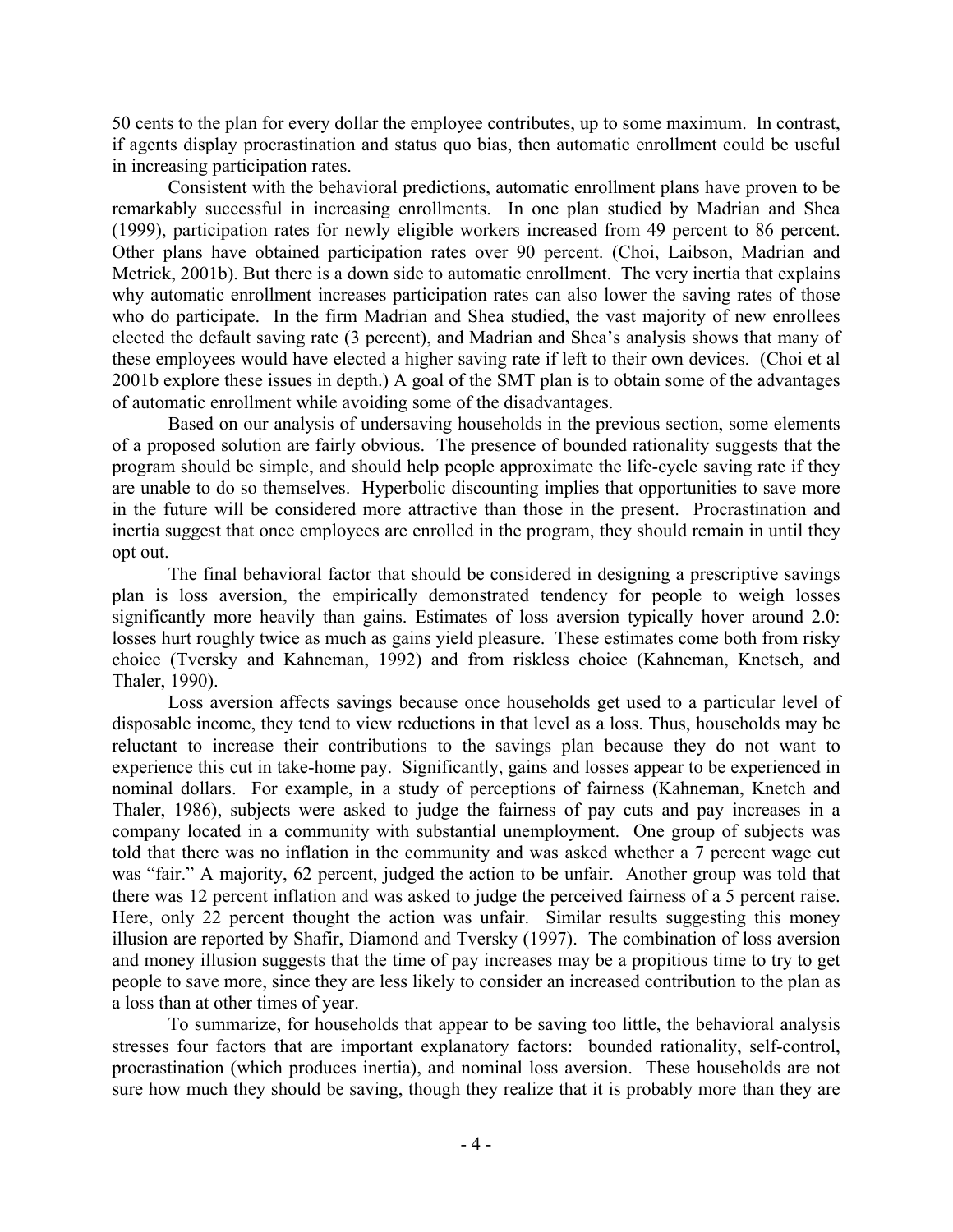50 cents to the plan for every dollar the employee contributes, up to some maximum. In contrast, if agents display procrastination and status quo bias, then automatic enrollment could be useful in increasing participation rates.

Consistent with the behavioral predictions, automatic enrollment plans have proven to be remarkably successful in increasing enrollments. In one plan studied by Madrian and Shea (1999), participation rates for newly eligible workers increased from 49 percent to 86 percent. Other plans have obtained participation rates over 90 percent. (Choi, Laibson, Madrian and Metrick, 2001b). But there is a down side to automatic enrollment. The very inertia that explains why automatic enrollment increases participation rates can also lower the saving rates of those who do participate. In the firm Madrian and Shea studied, the vast majority of new enrollees elected the default saving rate (3 percent), and Madrian and Shea's analysis shows that many of these employees would have elected a higher saving rate if left to their own devices. (Choi et al 2001b explore these issues in depth.) A goal of the SMT plan is to obtain some of the advantages of automatic enrollment while avoiding some of the disadvantages.

Based on our analysis of undersaving households in the previous section, some elements of a proposed solution are fairly obvious. The presence of bounded rationality suggests that the program should be simple, and should help people approximate the life-cycle saving rate if they are unable to do so themselves. Hyperbolic discounting implies that opportunities to save more in the future will be considered more attractive than those in the present. Procrastination and inertia suggest that once employees are enrolled in the program, they should remain in until they opt out.

The final behavioral factor that should be considered in designing a prescriptive savings plan is loss aversion, the empirically demonstrated tendency for people to weigh losses significantly more heavily than gains. Estimates of loss aversion typically hover around 2.0: losses hurt roughly twice as much as gains yield pleasure. These estimates come both from risky choice (Tversky and Kahneman, 1992) and from riskless choice (Kahneman, Knetsch, and Thaler, 1990).

Loss aversion affects savings because once households get used to a particular level of disposable income, they tend to view reductions in that level as a loss. Thus, households may be reluctant to increase their contributions to the savings plan because they do not want to experience this cut in take-home pay. Significantly, gains and losses appear to be experienced in nominal dollars. For example, in a study of perceptions of fairness (Kahneman, Knetch and Thaler, 1986), subjects were asked to judge the fairness of pay cuts and pay increases in a company located in a community with substantial unemployment. One group of subjects was told that there was no inflation in the community and was asked whether a 7 percent wage cut was "fair." A majority, 62 percent, judged the action to be unfair. Another group was told that there was 12 percent inflation and was asked to judge the perceived fairness of a 5 percent raise. Here, only 22 percent thought the action was unfair. Similar results suggesting this money illusion are reported by Shafir, Diamond and Tversky (1997). The combination of loss aversion and money illusion suggests that the time of pay increases may be a propitious time to try to get people to save more, since they are less likely to consider an increased contribution to the plan as a loss than at other times of year.

To summarize, for households that appear to be saving too little, the behavioral analysis stresses four factors that are important explanatory factors: bounded rationality, self-control, procrastination (which produces inertia), and nominal loss aversion. These households are not sure how much they should be saving, though they realize that it is probably more than they are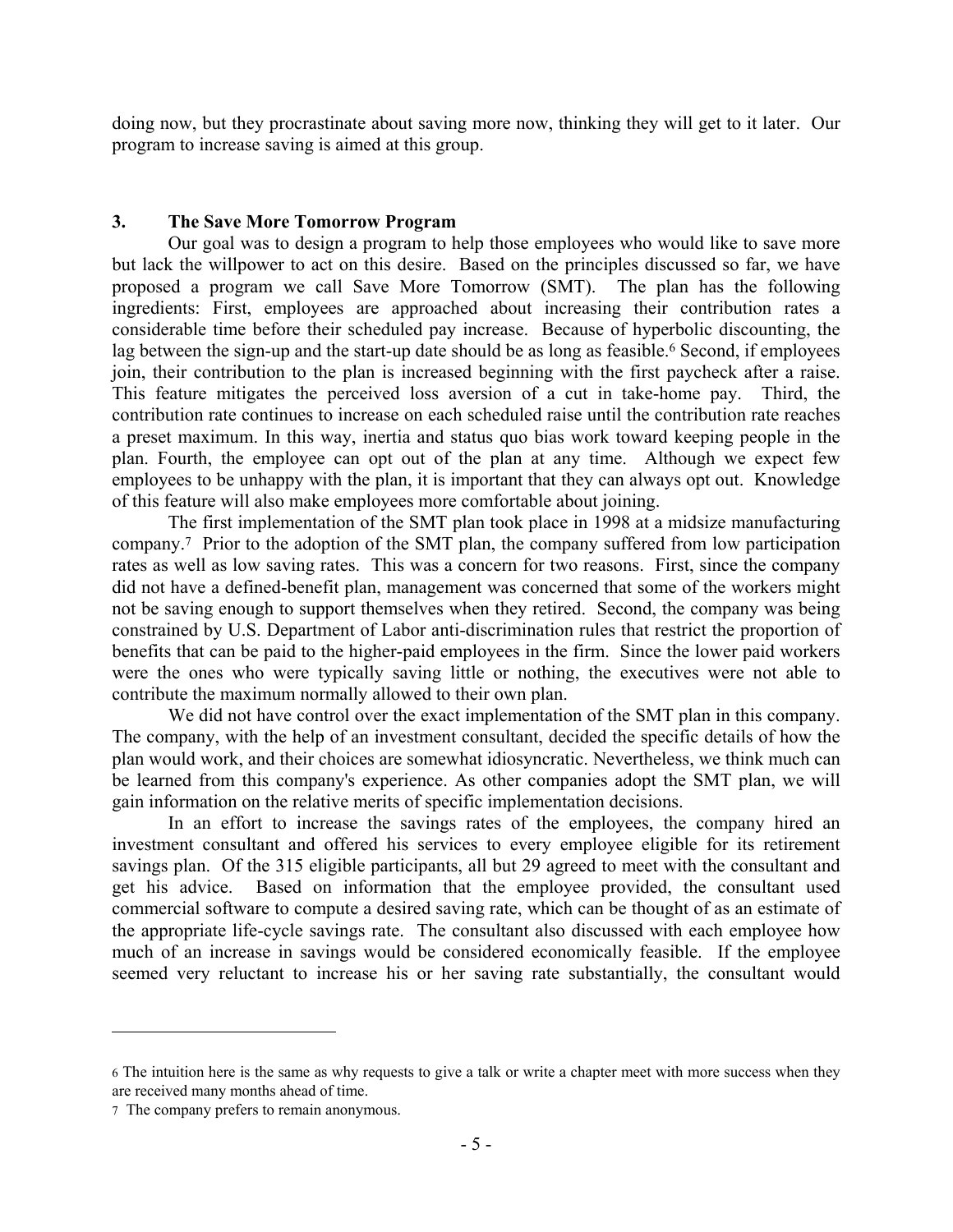doing now, but they procrastinate about saving more now, thinking they will get to it later. Our program to increase saving is aimed at this group.

## 3. The Save More Tomorrow Program

Our goal was to design a program to help those employees who would like to save more but lack the willpower to act on this desire. Based on the principles discussed so far, we have proposed a program we call Save More Tomorrow (SMT). The plan has the following ingredients: First, employees are approached about increasing their contribution rates a considerable time before their scheduled pay increase. Because of hyperbolic discounting, the lag between the sign-up and the start-up date should be as long as feasible.[6] Second, if employees join, their contribution to the plan is increased beginning with the first paycheck after a raise. This feature mitigates the perceived loss aversion of a cut in take-home pay. Third, the contribution rate continues to increase on each scheduled raise until the contribution rate reaches a preset maximum. In this way, inertia and status quo bias work toward keeping people in the plan. Fourth, the employee can opt out of the plan at any time. Although we expect few employees to be unhappy with the plan, it is important that they can always opt out. Knowledge of this feature will also make employees more comfortable about joining.

The first implementation of the SMT plan took place in 1998 at a midsize manufacturing company.[7] Prior to the adoption of the SMT plan, the company suffered from low participation rates as well as low saving rates. This was a concern for two reasons. First, since the company did not have a defined-benefit plan, management was concerned that some of the workers might not be saving enough to support themselves when they retired. Second, the company was being constrained by U.S. Department of Labor anti-discrimination rules that restrict the proportion of benefits that can be paid to the higher-paid employees in the firm. Since the lower paid workers were the ones who were typically saving little or nothing, the executives were not able to contribute the maximum normally allowed to their own plan.

We did not have control over the exact implementation of the SMT plan in this company. The company, with the help of an investment consultant, decided the specific details of how the plan would work, and their choices are somewhat idiosyncratic. Nevertheless, we think much can be learned from this company's experience. As other companies adopt the SMT plan, we will gain information on the relative merits of specific implementation decisions.

In an effort to increase the savings rates of the employees, the company hired an investment consultant and offered his services to every employee eligible for its retirement savings plan. Of the 315 eligible participants, all but 29 agreed to meet with the consultant and get his advice. Based on information that the employee provided, the consultant used commercial software to compute a desired saving rate, which can be thought of as an estimate of the appropriate life-cycle savings rate. The consultant also discussed with each employee how much of an increase in savings would be considered economically feasible. If the employee seemed very reluctant to increase his or her saving rate substantially, the consultant would

---

[6] The intuition here is the same as why requests to give a talk or write a chapter meet with more success when they are received many months ahead of time.

[7] The company prefers to remain anonymous.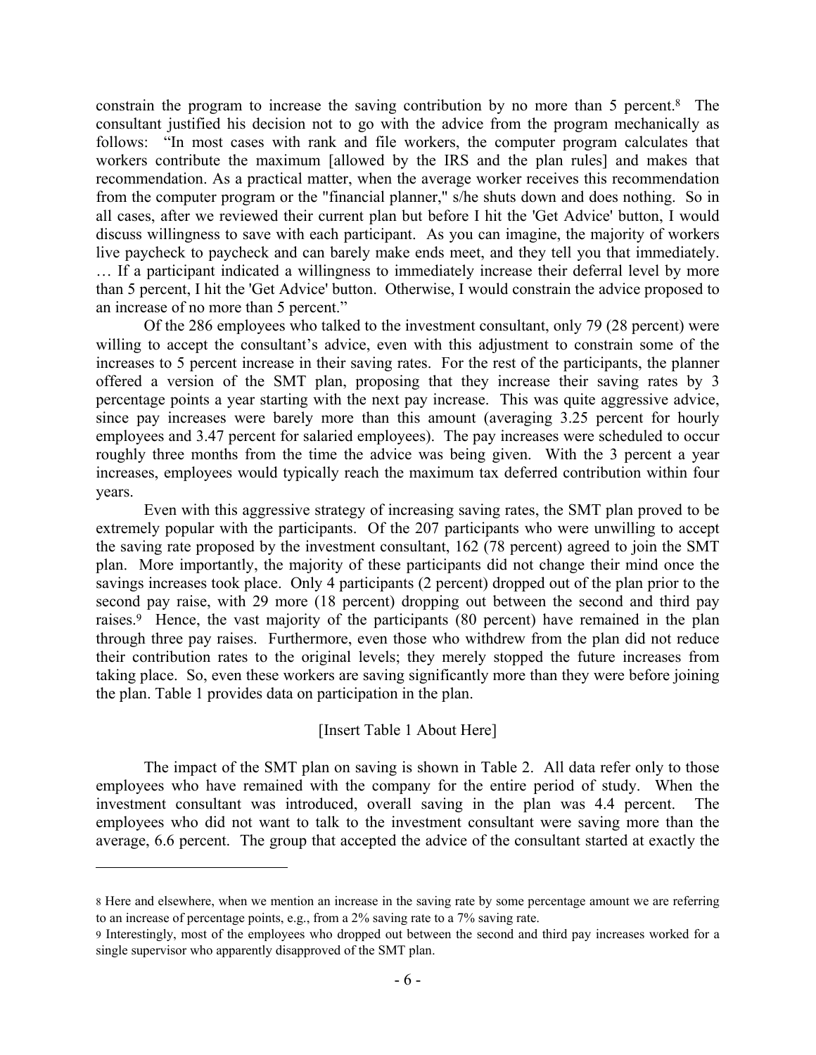constrain the program to increase the saving contribution by no more than 5 percent.[8] The consultant justified his decision not to go with the advice from the program mechanically as follows: "In most cases with rank and file workers, the computer program calculates that workers contribute the maximum [allowed by the IRS and the plan rules] and makes that recommendation. As a practical matter, when the average worker receives this recommendation from the computer program or the "financial planner," s/he shuts down and does nothing. So in all cases, after we reviewed their current plan but before I hit the 'Get Advice' button, I would discuss willingness to save with each participant. As you can imagine, the majority of workers live paycheck to paycheck and can barely make ends meet, and they tell you that immediately. … If a participant indicated a willingness to immediately increase their deferral level by more than 5 percent, I hit the 'Get Advice' button. Otherwise, I would constrain the advice proposed to an increase of no more than 5 percent."

Of the 286 employees who talked to the investment consultant, only 79 (28 percent) were willing to accept the consultant's advice, even with this adjustment to constrain some of the increases to 5 percent increase in their saving rates. For the rest of the participants, the planner offered a version of the SMT plan, proposing that they increase their saving rates by 3 percentage points a year starting with the next pay increase. This was quite aggressive advice, since pay increases were barely more than this amount (averaging 3.25 percent for hourly employees and 3.47 percent for salaried employees). The pay increases were scheduled to occur roughly three months from the time the advice was being given. With the 3 percent a year increases, employees would typically reach the maximum tax deferred contribution within four years.

Even with this aggressive strategy of increasing saving rates, the SMT plan proved to be extremely popular with the participants. Of the 207 participants who were unwilling to accept the saving rate proposed by the investment consultant, 162 (78 percent) agreed to join the SMT plan. More importantly, the majority of these participants did not change their mind once the savings increases took place. Only 4 participants (2 percent) dropped out of the plan prior to the second pay raise, with 29 more (18 percent) dropping out between the second and third pay raises.[9] Hence, the vast majority of the participants (80 percent) have remained in the plan through three pay raises. Furthermore, even those who withdrew from the plan did not reduce their contribution rates to the original levels; they merely stopped the future increases from taking place. So, even these workers are saving significantly more than they were before joining the plan. Table 1 provides data on participation in the plan.

[Insert Table 1 About Here]

The impact of the SMT plan on saving is shown in Table 2. All data refer only to those employees who have remained with the company for the entire period of study. When the investment consultant was introduced, overall saving in the plan was 4.4 percent. The employees who did not want to talk to the investment consultant were saving more than the average, 6.6 percent. The group that accepted the advice of the consultant started at exactly the

---

[8] Here and elsewhere, when we mention an increase in the saving rate by some percentage amount we are referring to an increase of percentage points, e.g., from a 2% saving rate to a 7% saving rate.

[9] Interestingly, most of the employees who dropped out between the second and third pay increases worked for a single supervisor who apparently disapproved of the SMT plan.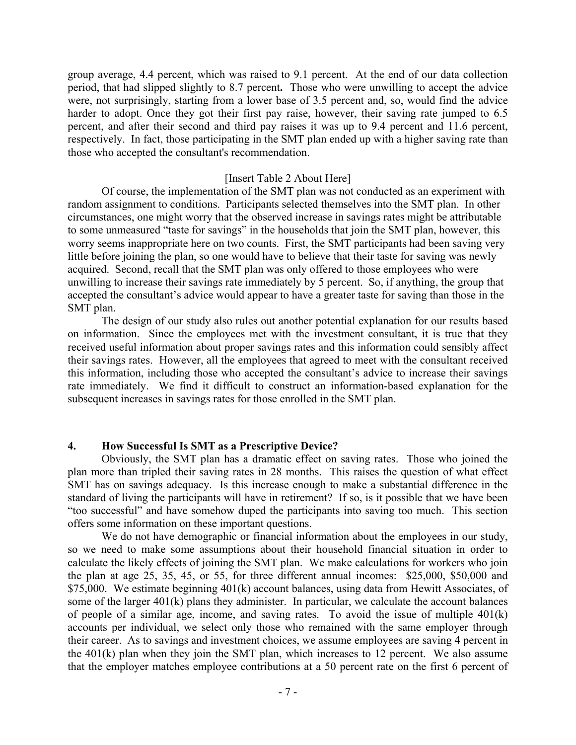group average, 4.4 percent, which was raised to 9.1 percent. At the end of our data collection period, that had slipped slightly to 8.7 percent**.** Those who were unwilling to accept the advice were, not surprisingly, starting from a lower base of 3.5 percent and, so, would find the advice harder to adopt. Once they got their first pay raise, however, their saving rate jumped to 6.5 percent, and after their second and third pay raises it was up to 9.4 percent and 11.6 percent, respectively. In fact, those participating in the SMT plan ended up with a higher saving rate than those who accepted the consultant's recommendation.

[Insert Table 2 About Here]

Of course, the implementation of the SMT plan was not conducted as an experiment with random assignment to conditions. Participants selected themselves into the SMT plan. In other circumstances, one might worry that the observed increase in savings rates might be attributable to some unmeasured "taste for savings" in the households that join the SMT plan, however, this worry seems inappropriate here on two counts. First, the SMT participants had been saving very little before joining the plan, so one would have to believe that their taste for saving was newly acquired. Second, recall that the SMT plan was only offered to those employees who were unwilling to increase their savings rate immediately by 5 percent. So, if anything, the group that accepted the consultant's advice would appear to have a greater taste for saving than those in the SMT plan.

The design of our study also rules out another potential explanation for our results based on information. Since the employees met with the investment consultant, it is true that they received useful information about proper savings rates and this information could sensibly affect their savings rates. However, all the employees that agreed to meet with the consultant received this information, including those who accepted the consultant's advice to increase their savings rate immediately. We find it difficult to construct an information-based explanation for the subsequent increases in savings rates for those enrolled in the SMT plan.

## 4. How Successful Is SMT as a Prescriptive Device?

Obviously, the SMT plan has a dramatic effect on saving rates. Those who joined the plan more than tripled their saving rates in 28 months. This raises the question of what effect SMT has on savings adequacy. Is this increase enough to make a substantial difference in the standard of living the participants will have in retirement? If so, is it possible that we have been "too successful" and have somehow duped the participants into saving too much. This section offers some information on these important questions.

We do not have demographic or financial information about the employees in our study, so we need to make some assumptions about their household financial situation in order to calculate the likely effects of joining the SMT plan. We make calculations for workers who join the plan at age 25, 35, 45, or 55, for three different annual incomes: \$25,000, \$50,000 and \$75,000. We estimate beginning 401(k) account balances, using data from Hewitt Associates, of some of the larger 401(k) plans they administer. In particular, we calculate the account balances of people of a similar age, income, and saving rates. To avoid the issue of multiple 401(k) accounts per individual, we select only those who remained with the same employer through their career. As to savings and investment choices, we assume employees are saving 4 percent in the 401(k) plan when they join the SMT plan, which increases to 12 percent. We also assume that the employer matches employee contributions at a 50 percent rate on the first 6 percent of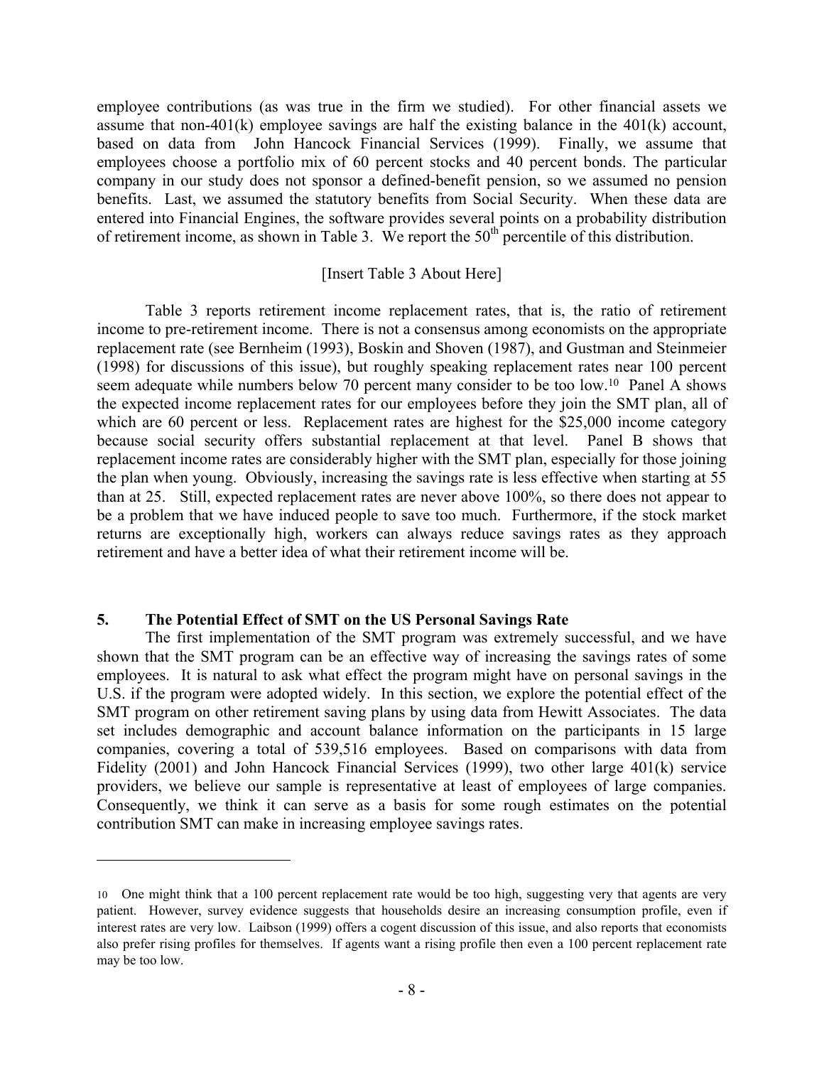employee contributions (as was true in the firm we studied). For other financial assets we assume that non-401(k) employee savings are half the existing balance in the 401(k) account, based on data from John Hancock Financial Services (1999). Finally, we assume that employees choose a portfolio mix of 60 percent stocks and 40 percent bonds. The particular company in our study does not sponsor a defined-benefit pension, so we assumed no pension benefits. Last, we assumed the statutory benefits from Social Security. When these data are entered into Financial Engines, the software provides several points on a probability distribution of retirement income, as shown in Table 3. We report the 50th percentile of this distribution.

[Insert Table 3 About Here]

Table 3 reports retirement income replacement rates, that is, the ratio of retirement income to pre-retirement income. There is not a consensus among economists on the appropriate replacement rate (see Bernheim (1993), Boskin and Shoven (1987), and Gustman and Steinmeier (1998) for discussions of this issue), but roughly speaking replacement rates near 100 percent seem adequate while numbers below 70 percent many consider to be too low.[10] Panel A shows the expected income replacement rates for our employees before they join the SMT plan, all of which are 60 percent or less. Replacement rates are highest for the $25,000 income category because social security offers substantial replacement at that level. Panel B shows that replacement income rates are considerably higher with the SMT plan, especially for those joining the plan when young. Obviously, increasing the savings rate is less effective when starting at 55 than at 25. Still, expected replacement rates are never above 100%, so there does not appear to be a problem that we have induced people to save too much. Furthermore, if the stock market returns are exceptionally high, workers can always reduce savings rates as they approach retirement and have a better idea of what their retirement income will be.

## 5. The Potential Effect of SMT on the US Personal Savings Rate

The first implementation of the SMT program was extremely successful, and we have shown that the SMT program can be an effective way of increasing the savings rates of some employees. It is natural to ask what effect the program might have on personal savings in the U.S. if the program were adopted widely. In this section, we explore the potential effect of the SMT program on other retirement saving plans by using data from Hewitt Associates. The data set includes demographic and account balance information on the participants in 15 large companies, covering a total of 539,516 employees. Based on comparisons with data from Fidelity (2001) and John Hancock Financial Services (1999), two other large 401(k) service providers, we believe our sample is representative at least of employees of large companies. Consequently, we think it can serve as a basis for some rough estimates on the potential contribution SMT can make in increasing employee savings rates.

---

[10] One might think that a 100 percent replacement rate would be too high, suggesting very that agents are very patient. However, survey evidence suggests that households desire an increasing consumption profile, even if interest rates are very low. Laibson (1999) offers a cogent discussion of this issue, and also reports that economists also prefer rising profiles for themselves. If agents want a rising profile then even a 100 percent replacement rate may be too low.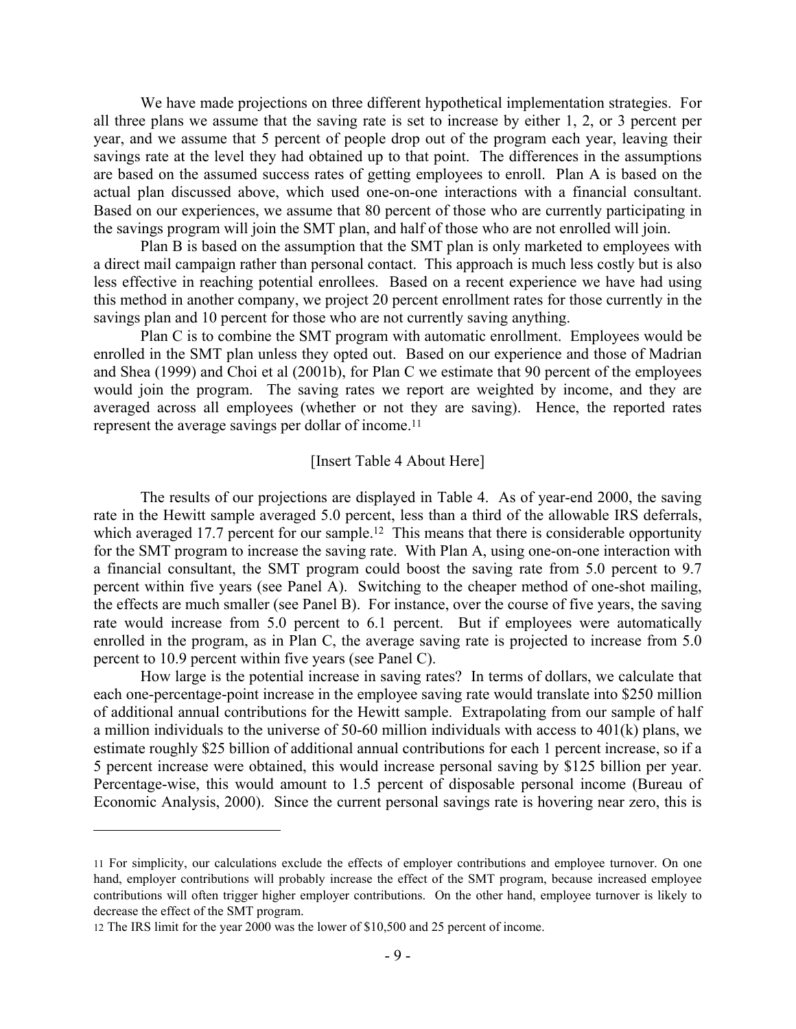We have made projections on three different hypothetical implementation strategies. For all three plans we assume that the saving rate is set to increase by either 1, 2, or 3 percent per year, and we assume that 5 percent of people drop out of the program each year, leaving their savings rate at the level they had obtained up to that point. The differences in the assumptions are based on the assumed success rates of getting employees to enroll. Plan A is based on the actual plan discussed above, which used one-on-one interactions with a financial consultant. Based on our experiences, we assume that 80 percent of those who are currently participating in the savings program will join the SMT plan, and half of those who are not enrolled will join.

Plan B is based on the assumption that the SMT plan is only marketed to employees with a direct mail campaign rather than personal contact. This approach is much less costly but is also less effective in reaching potential enrollees. Based on a recent experience we have had using this method in another company, we project 20 percent enrollment rates for those currently in the savings plan and 10 percent for those who are not currently saving anything.

Plan C is to combine the SMT program with automatic enrollment. Employees would be enrolled in the SMT plan unless they opted out. Based on our experience and those of Madrian and Shea (1999) and Choi et al (2001b), for Plan C we estimate that 90 percent of the employees would join the program. The saving rates we report are weighted by income, and they are averaged across all employees (whether or not they are saving). Hence, the reported rates represent the average savings per dollar of income.[11]

[Insert Table 4 About Here]

The results of our projections are displayed in Table 4. As of year-end 2000, the saving rate in the Hewitt sample averaged 5.0 percent, less than a third of the allowable IRS deferrals, which averaged 17.7 percent for our sample.[12] This means that there is considerable opportunity for the SMT program to increase the saving rate. With Plan A, using one-on-one interaction with a financial consultant, the SMT program could boost the saving rate from 5.0 percent to 9.7 percent within five years (see Panel A). Switching to the cheaper method of one-shot mailing, the effects are much smaller (see Panel B). For instance, over the course of five years, the saving rate would increase from 5.0 percent to 6.1 percent. But if employees were automatically enrolled in the program, as in Plan C, the average saving rate is projected to increase from 5.0 percent to 10.9 percent within five years (see Panel C).

How large is the potential increase in saving rates? In terms of dollars, we calculate that each one-percentage-point increase in the employee saving rate would translate into $250 million of additional annual contributions for the Hewitt sample. Extrapolating from our sample of half a million individuals to the universe of 50-60 million individuals with access to 401(k) plans, we estimate roughly $25 billion of additional annual contributions for each 1 percent increase, so if a 5 percent increase were obtained, this would increase personal saving by $125 billion per year. Percentage-wise, this would amount to 1.5 percent of disposable personal income (Bureau of Economic Analysis, 2000). Since the current personal savings rate is hovering near zero, this is

---

[11] For simplicity, our calculations exclude the effects of employer contributions and employee turnover. On one hand, employer contributions will probably increase the effect of the SMT program, because increased employee contributions will often trigger higher employer contributions. On the other hand, employee turnover is likely to decrease the effect of the SMT program.

[12] The IRS limit for the year 2000 was the lower of $10,500 and 25 percent of income.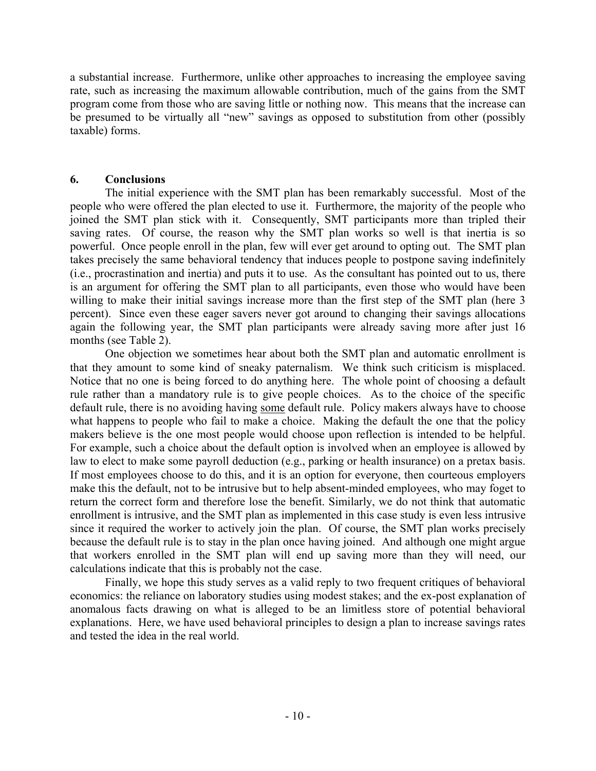a substantial increase. Furthermore, unlike other approaches to increasing the employee saving rate, such as increasing the maximum allowable contribution, much of the gains from the SMT program come from those who are saving little or nothing now. This means that the increase can be presumed to be virtually all "new" savings as opposed to substitution from other (possibly taxable) forms.

## 6. Conclusions

The initial experience with the SMT plan has been remarkably successful. Most of the people who were offered the plan elected to use it. Furthermore, the majority of the people who joined the SMT plan stick with it. Consequently, SMT participants more than tripled their saving rates. Of course, the reason why the SMT plan works so well is that inertia is so powerful. Once people enroll in the plan, few will ever get around to opting out. The SMT plan takes precisely the same behavioral tendency that induces people to postpone saving indefinitely (i.e., procrastination and inertia) and puts it to use. As the consultant has pointed out to us, there is an argument for offering the SMT plan to all participants, even those who would have been willing to make their initial savings increase more than the first step of the SMT plan (here 3 percent). Since even these eager savers never got around to changing their savings allocations again the following year, the SMT plan participants were already saving more after just 16 months (see Table 2).

One objection we sometimes hear about both the SMT plan and automatic enrollment is that they amount to some kind of sneaky paternalism. We think such criticism is misplaced. Notice that no one is being forced to do anything here. The whole point of choosing a default rule rather than a mandatory rule is to give people choices. As to the choice of the specific default rule, there is no avoiding having <u>some</u> default rule. Policy makers always have to choose what happens to people who fail to make a choice. Making the default the one that the policy makers believe is the one most people would choose upon reflection is intended to be helpful. For example, such a choice about the default option is involved when an employee is allowed by law to elect to make some payroll deduction (e.g., parking or health insurance) on a pretax basis. If most employees choose to do this, and it is an option for everyone, then courteous employers make this the default, not to be intrusive but to help absent-minded employees, who may foget to return the correct form and therefore lose the benefit. Similarly, we do not think that automatic enrollment is intrusive, and the SMT plan as implemented in this case study is even less intrusive since it required the worker to actively join the plan. Of course, the SMT plan works precisely because the default rule is to stay in the plan once having joined. And although one might argue that workers enrolled in the SMT plan will end up saving more than they will need, our calculations indicate that this is probably not the case.

Finally, we hope this study serves as a valid reply to two frequent critiques of behavioral economics: the reliance on laboratory studies using modest stakes; and the ex-post explanation of anomalous facts drawing on what is alleged to be an limitless store of potential behavioral explanations. Here, we have used behavioral principles to design a plan to increase savings rates and tested the idea in the real world.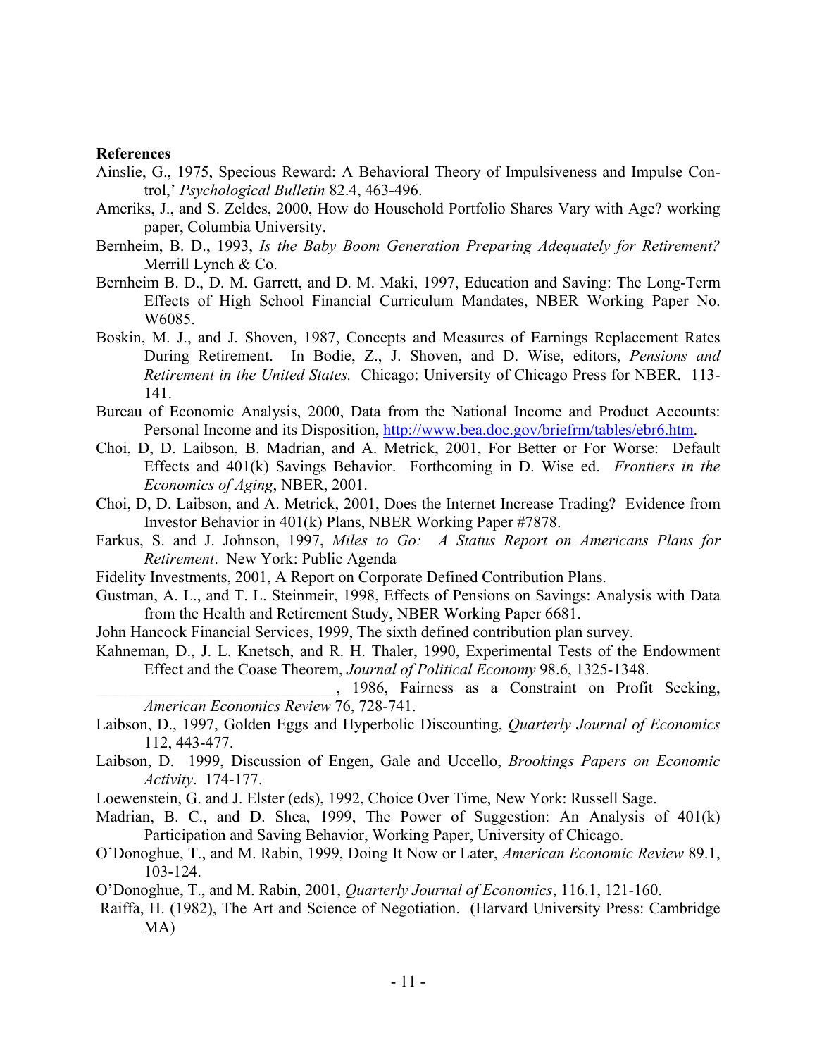**References**

Ainslie, G., 1975, Specious Reward: A Behavioral Theory of Impulsiveness and Impulse Control,' *Psychological Bulletin* 82.4, 463-496.

Ameriks, J., and S. Zeldes, 2000, How do Household Portfolio Shares Vary with Age? working paper, Columbia University.

Bernheim, B. D., 1993, *Is the Baby Boom Generation Preparing Adequately for Retirement?* Merrill Lynch & Co.

Bernheim B. D., D. M. Garrett, and D. M. Maki, 1997, Education and Saving: The Long-Term Effects of High School Financial Curriculum Mandates, NBER Working Paper No. W6085.

Boskin, M. J., and J. Shoven, 1987, Concepts and Measures of Earnings Replacement Rates During Retirement. In Bodie, Z., J. Shoven, and D. Wise, editors, *Pensions and Retirement in the United States.* Chicago: University of Chicago Press for NBER. 113-141.

Bureau of Economic Analysis, 2000, Data from the National Income and Product Accounts: Personal Income and its Disposition, http://www.bea.doc.gov/briefrm/tables/ebr6.htm.

Choi, D, D. Laibson, B. Madrian, and A. Metrick, 2001, For Better or For Worse: Default Effects and 401(k) Savings Behavior. Forthcoming in D. Wise ed. *Frontiers in the Economics of Aging*, NBER, 2001.

Choi, D, D. Laibson, and A. Metrick, 2001, Does the Internet Increase Trading? Evidence from Investor Behavior in 401(k) Plans, NBER Working Paper #7878.

Farkus, S. and J. Johnson, 1997, *Miles to Go: A Status Report on Americans Plans for Retirement*. New York: Public Agenda

Fidelity Investments, 2001, A Report on Corporate Defined Contribution Plans.

Gustman, A. L., and T. L. Steinmeir, 1998, Effects of Pensions on Savings: Analysis with Data from the Health and Retirement Study, NBER Working Paper 6681.

John Hancock Financial Services, 1999, The sixth defined contribution plan survey.

Kahneman, D., J. L. Knetsch, and R. H. Thaler, 1990, Experimental Tests of the Endowment Effect and the Coase Theorem, *Journal of Political Economy* 98.6, 1325-1348.

______________________________, 1986, Fairness as a Constraint on Profit Seeking, *American Economics Review* 76, 728-741.

Laibson, D., 1997, Golden Eggs and Hyperbolic Discounting, *Quarterly Journal of Economics* 112, 443-477.

Laibson, D. 1999, Discussion of Engen, Gale and Uccello, *Brookings Papers on Economic Activity*. 174-177.

Loewenstein, G. and J. Elster (eds), 1992, Choice Over Time, New York: Russell Sage.

Madrian, B. C., and D. Shea, 1999, The Power of Suggestion: An Analysis of 401(k) Participation and Saving Behavior, Working Paper, University of Chicago.

O'Donoghue, T., and M. Rabin, 1999, Doing It Now or Later, *American Economic Review* 89.1, 103-124.

O'Donoghue, T., and M. Rabin, 2001, *Quarterly Journal of Economics*, 116.1, 121-160.

Raiffa, H. (1982), The Art and Science of Negotiation. (Harvard University Press: Cambridge MA)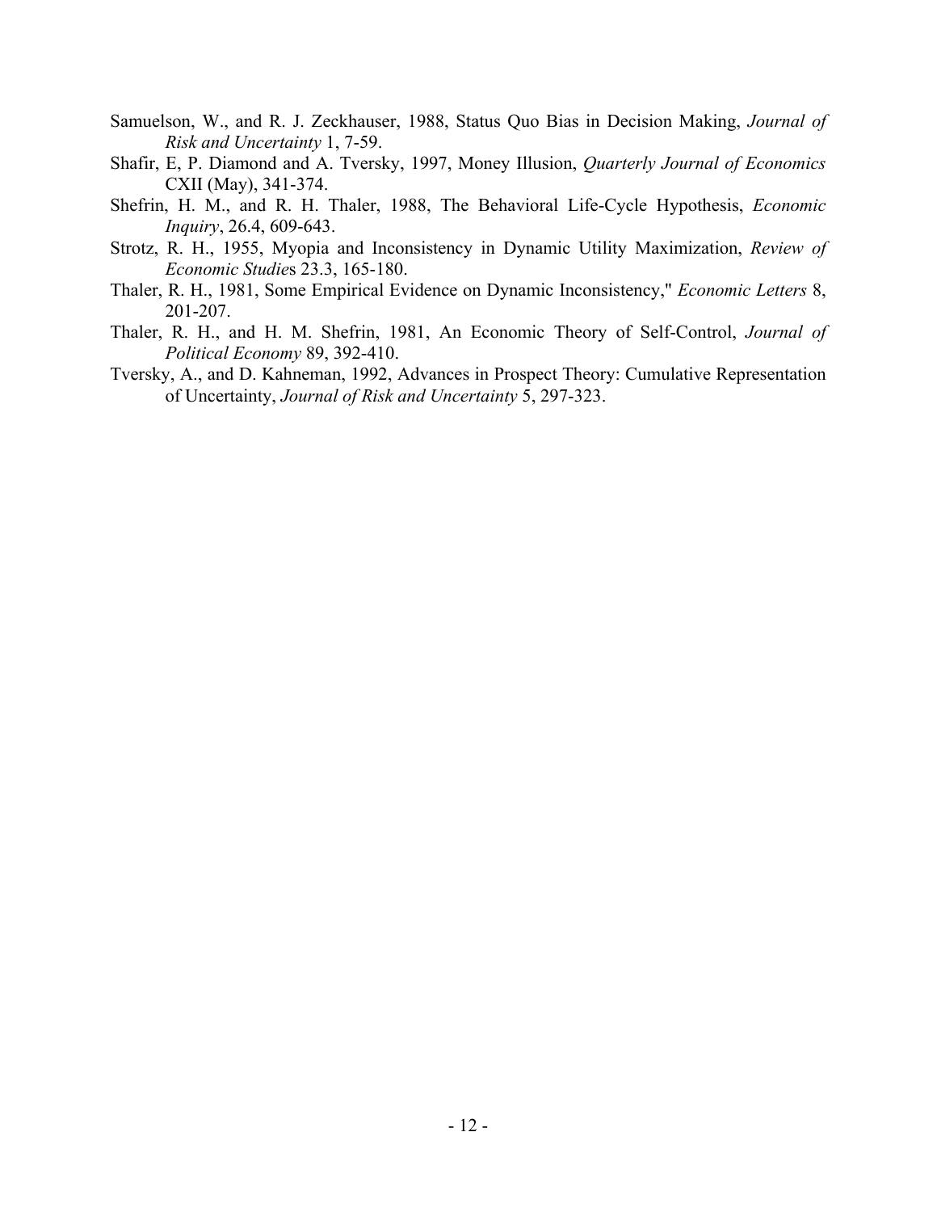Samuelson, W., and R. J. Zeckhauser, 1988, Status Quo Bias in Decision Making, *Journal of Risk and Uncertainty* 1, 7-59.

Shafir, E, P. Diamond and A. Tversky, 1997, Money Illusion, *Quarterly Journal of Economics* CXII (May), 341-374.

Shefrin, H. M., and R. H. Thaler, 1988, The Behavioral Life-Cycle Hypothesis, *Economic Inquiry*, 26.4, 609-643.

Strotz, R. H., 1955, Myopia and Inconsistency in Dynamic Utility Maximization, *Review of Economic Studie*s 23.3, 165-180.

Thaler, R. H., 1981, Some Empirical Evidence on Dynamic Inconsistency," *Economic Letters* 8, 201-207.

Thaler, R. H., and H. M. Shefrin, 1981, An Economic Theory of Self-Control, *Journal of Political Economy* 89, 392-410.

Tversky, A., and D. Kahneman, 1992, Advances in Prospect Theory: Cumulative Representation of Uncertainty, *Journal of Risk and Uncertainty* 5, 297-323.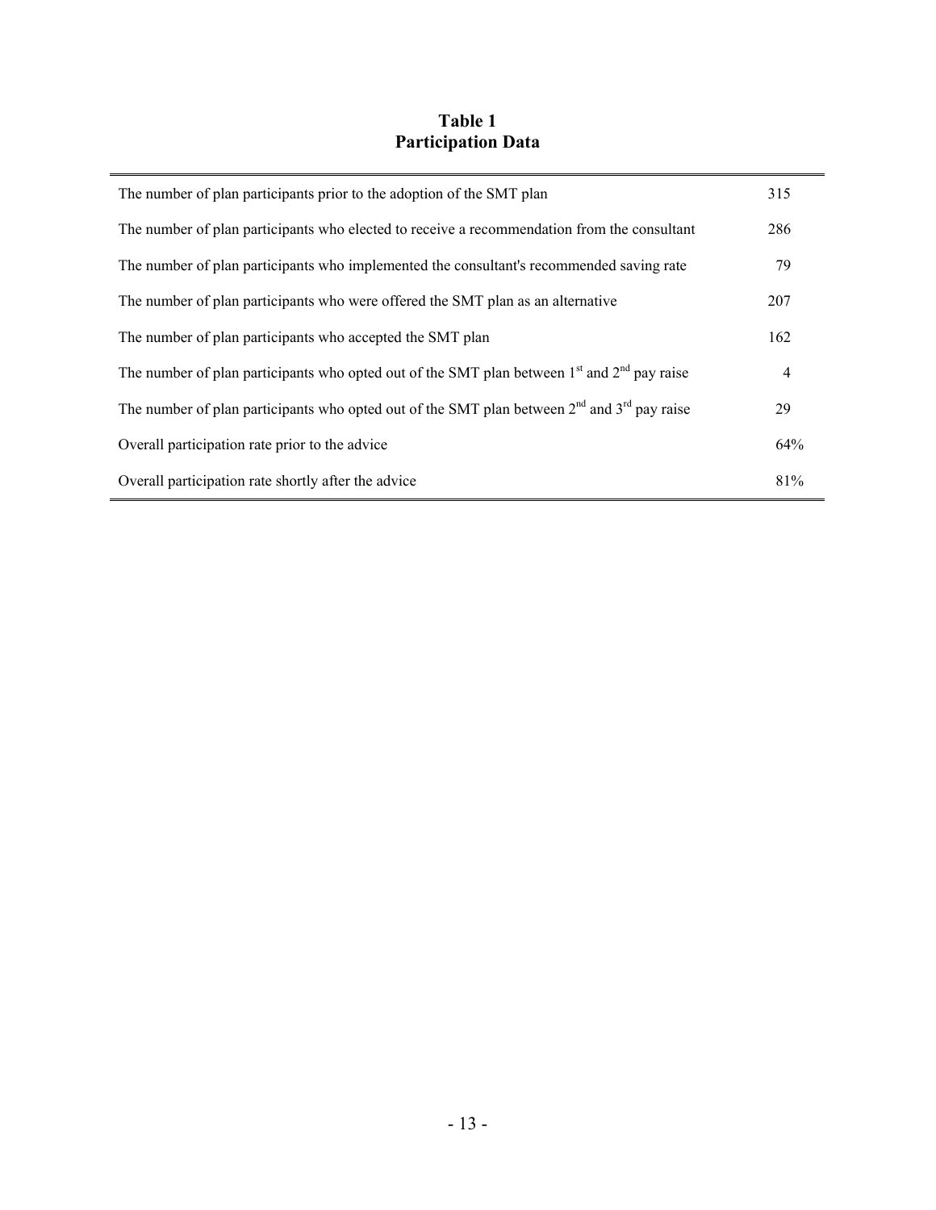**Table 1**
**Participation Data**

| | |
|---|---|
| The number of plan participants prior to the adoption of the SMT plan | 315 |
| The number of plan participants who elected to receive a recommendation from the consultant | 286 |
| The number of plan participants who implemented the consultant's recommended saving rate | 79 |
| The number of plan participants who were offered the SMT plan as an alternative | 207 |
| The number of plan participants who accepted the SMT plan | 162 |
| The number of plan participants who opted out of the SMT plan between 1st and 2nd pay raise | 4 |
| The number of plan participants who opted out of the SMT plan between 2nd and 3rd pay raise | 29 |
| Overall participation rate prior to the advice | 64% |
| Overall participation rate shortly after the advice | 81% |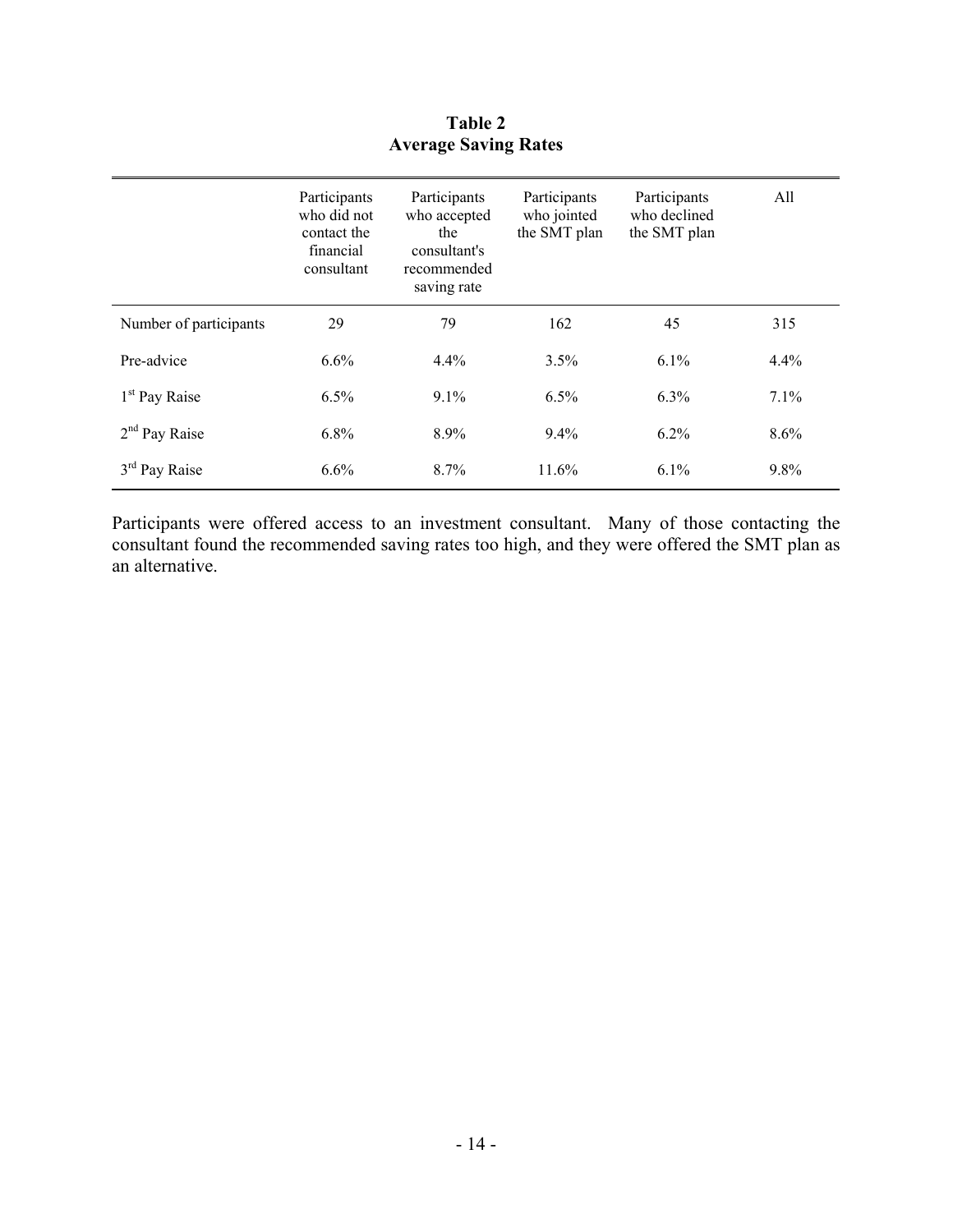**Table 2**
**Average Saving Rates**

| | Participants who did not contact the financial consultant | Participants who accepted the consultant's recommended saving rate | Participants who jointed the SMT plan | Participants who declined the SMT plan | All |
|---|---|---|---|---|---|
| Number of participants | 29 | 79 | 162 | 45 | 315 |
| Pre-advice | 6.6% | 4.4% | 3.5% | 6.1% | 4.4% |
| 1st Pay Raise | 6.5% | 9.1% | 6.5% | 6.3% | 7.1% |
| 2nd Pay Raise | 6.8% | 8.9% | 9.4% | 6.2% | 8.6% |
| 3rd Pay Raise | 6.6% | 8.7% | 11.6% | 6.1% | 9.8% |

Participants were offered access to an investment consultant. Many of those contacting the consultant found the recommended saving rates too high, and they were offered the SMT plan as an alternative.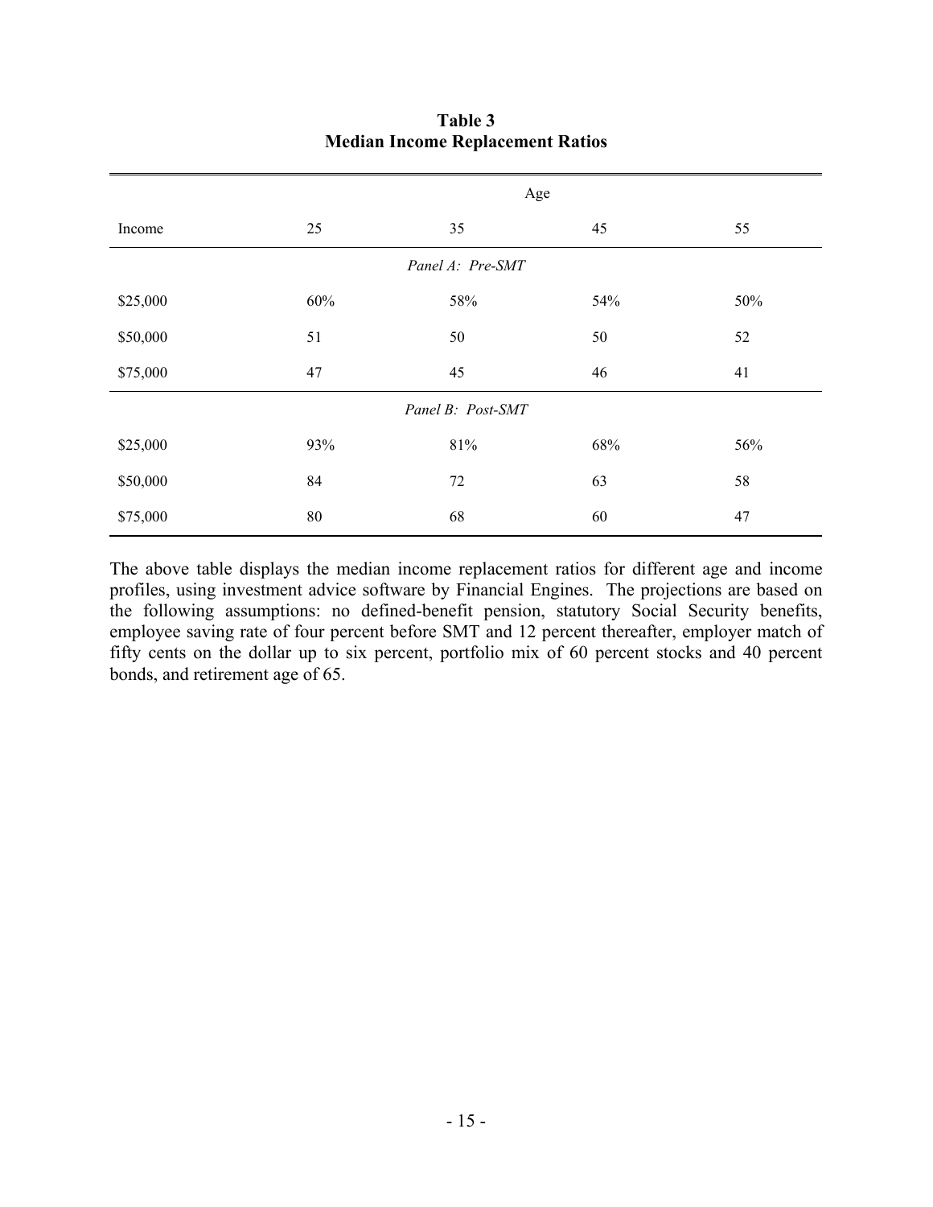**Table 3**
**Median Income Replacement Ratios**

| | Age | | | |
|---|---|---|---|---|
| Income | 25 | 35 | 45 | 55 |
| | | *Panel A: Pre-SMT* | | |
| $25,000 | 60% | 58% | 54% | 50% |
| $50,000 | 51 | 50 | 50 | 52 |
| $75,000 | 47 | 45 | 46 | 41 |
| | | *Panel B: Post-SMT* | | |
| $25,000 | 93% | 81% | 68% | 56% |
| $50,000 | 84 | 72 | 63 | 58 |
| $75,000 | 80 | 68 | 60 | 47 |

The above table displays the median income replacement ratios for different age and income profiles, using investment advice software by Financial Engines. The projections are based on the following assumptions: no defined-benefit pension, statutory Social Security benefits, employee saving rate of four percent before SMT and 12 percent thereafter, employer match of fifty cents on the dollar up to six percent, portfolio mix of 60 percent stocks and 40 percent bonds, and retirement age of 65.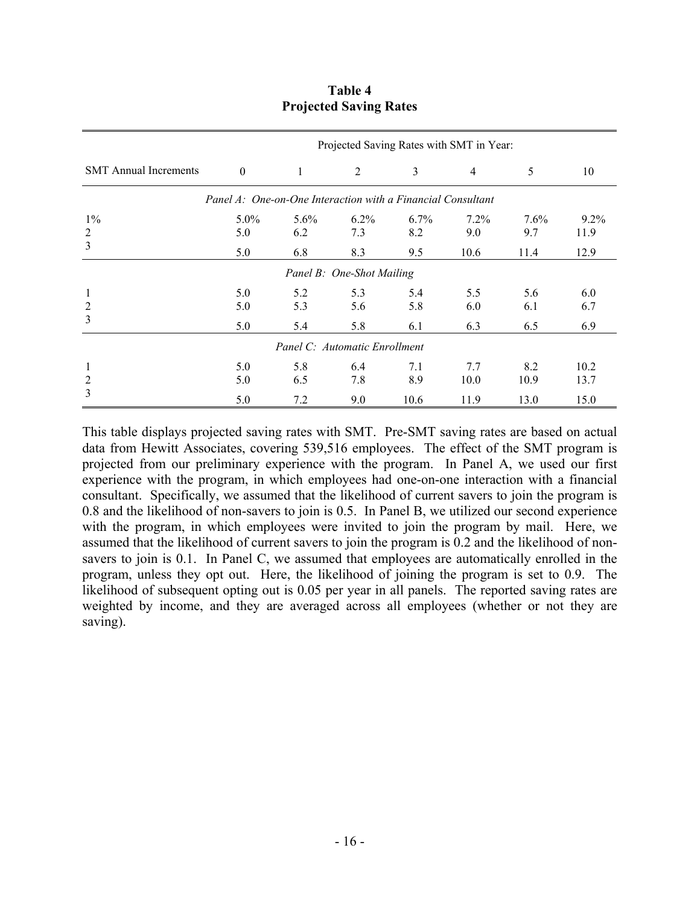# Table 4
## Projected Saving Rates

| | Projected Saving Rates with SMT in Year: | | | | | | |
|---|---|---|---|---|---|---|---|
| SMT Annual Increments | 0 | 1 | 2 | 3 | 4 | 5 | 10 |
| *Panel A: One-on-One Interaction with a Financial Consultant* | | | | | | | |
| 1% | 5.0% | 5.6% | 6.2% | 6.7% | 7.2% | 7.6% | 9.2% |
| 2 | 5.0 | 6.2 | 7.3 | 8.2 | 9.0 | 9.7 | 11.9 |
| 3 | 5.0 | 6.8 | 8.3 | 9.5 | 10.6 | 11.4 | 12.9 |
| *Panel B: One-Shot Mailing* | | | | | | | |
| 1 | 5.0 | 5.2 | 5.3 | 5.4 | 5.5 | 5.6 | 6.0 |
| 2 | 5.0 | 5.3 | 5.6 | 5.8 | 6.0 | 6.1 | 6.7 |
| 3 | 5.0 | 5.4 | 5.8 | 6.1 | 6.3 | 6.5 | 6.9 |
| *Panel C: Automatic Enrollment* | | | | | | | |
| 1 | 5.0 | 5.8 | 6.4 | 7.1 | 7.7 | 8.2 | 10.2 |
| 2 | 5.0 | 6.5 | 7.8 | 8.9 | 10.0 | 10.9 | 13.7 |
| 3 | 5.0 | 7.2 | 9.0 | 10.6 | 11.9 | 13.0 | 15.0 |

This table displays projected saving rates with SMT. Pre-SMT saving rates are based on actual data from Hewitt Associates, covering 539,516 employees. The effect of the SMT program is projected from our preliminary experience with the program. In Panel A, we used our first experience with the program, in which employees had one-on-one interaction with a financial consultant. Specifically, we assumed that the likelihood of current savers to join the program is 0.8 and the likelihood of non-savers to join is 0.5. In Panel B, we utilized our second experience with the program, in which employees were invited to join the program by mail. Here, we assumed that the likelihood of current savers to join the program is 0.2 and the likelihood of non-savers to join is 0.1. In Panel C, we assumed that employees are automatically enrolled in the program, unless they opt out. Here, the likelihood of joining the program is set to 0.9. The likelihood of subsequent opting out is 0.05 per year in all panels. The reported saving rates are weighted by income, and they are averaged across all employees (whether or not they are saving).